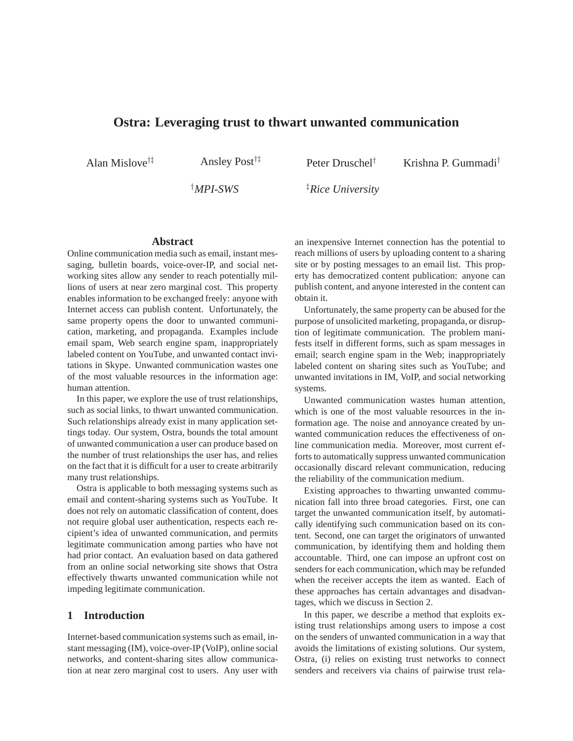# Ostra: Leveraging trust to thwart unwanted communication

Alan Mislove[†‡] Ansley Post[†‡] Peter Druschel[†] Krishna P. Gummadi[†]

[†]*MPI-SWS* [‡]*Rice University*

## Abstract

Online communication media such as email, instant messaging, bulletin boards, voice-over-IP, and social networking sites allow any sender to reach potentially millions of users at near zero marginal cost. This property enables information to be exchanged freely: anyone with Internet access can publish content. Unfortunately, the same property opens the door to unwanted communication, marketing, and propaganda. Examples include email spam, Web search engine spam, inappropriately labeled content on YouTube, and unwanted contact invitations in Skype. Unwanted communication wastes one of the most valuable resources in the information age: human attention.

In this paper, we explore the use of trust relationships, such as social links, to thwart unwanted communication. Such relationships already exist in many application settings today. Our system, Ostra, bounds the total amount of unwanted communication a user can produce based on the number of trust relationships the user has, and relies on the fact that it is difficult for a user to create arbitrarily many trust relationships.

Ostra is applicable to both messaging systems such as email and content-sharing systems such as YouTube. It does not rely on automatic classification of content, does not require global user authentication, respects each recipient's idea of unwanted communication, and permits legitimate communication among parties who have not had prior contact. An evaluation based on data gathered from an online social networking site shows that Ostra effectively thwarts unwanted communication while not impeding legitimate communication.

## 1 Introduction

Internet-based communication systems such as email, instant messaging (IM), voice-over-IP (VoIP), online social networks, and content-sharing sites allow communication at near zero marginal cost to users. Any user with an inexpensive Internet connection has the potential to reach millions of users by uploading content to a sharing site or by posting messages to an email list. This property has democratized content publication: anyone can publish content, and anyone interested in the content can obtain it.

Unfortunately, the same property can be abused for the purpose of unsolicited marketing, propaganda, or disruption of legitimate communication. The problem manifests itself in different forms, such as spam messages in email; search engine spam in the Web; inappropriately labeled content on sharing sites such as YouTube; and unwanted invitations in IM, VoIP, and social networking systems.

Unwanted communication wastes human attention, which is one of the most valuable resources in the information age. The noise and annoyance created by unwanted communication reduces the effectiveness of online communication media. Moreover, most current efforts to automatically suppress unwanted communication occasionally discard relevant communication, reducing the reliability of the communication medium.

Existing approaches to thwarting unwanted communication fall into three broad categories. First, one can target the unwanted communication itself, by automatically identifying such communication based on its content. Second, one can target the originators of unwanted communication, by identifying them and holding them accountable. Third, one can impose an upfront cost on senders for each communication, which may be refunded when the receiver accepts the item as wanted. Each of these approaches has certain advantages and disadvantages, which we discuss in Section 2.

In this paper, we describe a method that exploits existing trust relationships among users to impose a cost on the senders of unwanted communication in a way that avoids the limitations of existing solutions. Our system, Ostra, (i) relies on existing trust networks to connect senders and receivers via chains of pairwise trust rela-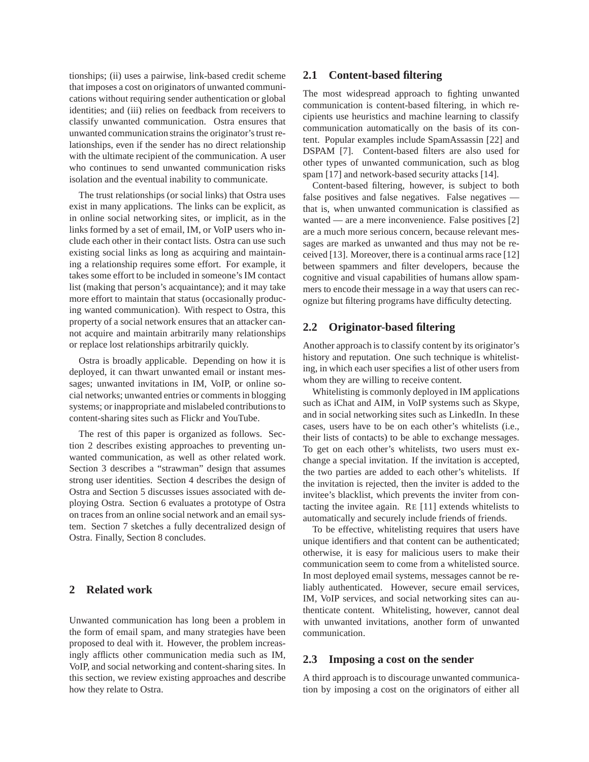tionships; (ii) uses a pairwise, link-based credit scheme that imposes a cost on originators of unwanted communications without requiring sender authentication or global identities; and (iii) relies on feedback from receivers to classify unwanted communication. Ostra ensures that unwanted communication strains the originator's trust relationships, even if the sender has no direct relationship with the ultimate recipient of the communication. A user who continues to send unwanted communication risks isolation and the eventual inability to communicate.

The trust relationships (or social links) that Ostra uses exist in many applications. The links can be explicit, as in online social networking sites, or implicit, as in the links formed by a set of email, IM, or VoIP users who include each other in their contact lists. Ostra can use such existing social links as long as acquiring and maintaining a relationship requires some effort. For example, it takes some effort to be included in someone's IM contact list (making that person's acquaintance); and it may take more effort to maintain that status (occasionally producing wanted communication). With respect to Ostra, this property of a social network ensures that an attacker cannot acquire and maintain arbitrarily many relationships or replace lost relationships arbitrarily quickly.

Ostra is broadly applicable. Depending on how it is deployed, it can thwart unwanted email or instant messages; unwanted invitations in IM, VoIP, or online social networks; unwanted entries or comments in blogging systems; or inappropriate and mislabeled contributions to content-sharing sites such as Flickr and YouTube.

The rest of this paper is organized as follows. Section 2 describes existing approaches to preventing unwanted communication, as well as other related work. Section 3 describes a "strawman" design that assumes strong user identities. Section 4 describes the design of Ostra and Section 5 discusses issues associated with deploying Ostra. Section 6 evaluates a prototype of Ostra on traces from an online social network and an email system. Section 7 sketches a fully decentralized design of Ostra. Finally, Section 8 concludes.

## 2 Related work

Unwanted communication has long been a problem in the form of email spam, and many strategies have been proposed to deal with it. However, the problem increasingly afflicts other communication media such as IM, VoIP, and social networking and content-sharing sites. In this section, we review existing approaches and describe how they relate to Ostra.

### 2.1 Content-based filtering

The most widespread approach to fighting unwanted communication is content-based filtering, in which recipients use heuristics and machine learning to classify communication automatically on the basis of its content. Popular examples include SpamAssassin [22] and DSPAM [7]. Content-based filters are also used for other types of unwanted communication, such as blog spam [17] and network-based security attacks [14].

Content-based filtering, however, is subject to both false positives and false negatives. False negatives — that is, when unwanted communication is classified as wanted — are a mere inconvenience. False positives [2] are a much more serious concern, because relevant messages are marked as unwanted and thus may not be received [13]. Moreover, there is a continual arms race [12] between spammers and filter developers, because the cognitive and visual capabilities of humans allow spammers to encode their message in a way that users can recognize but filtering programs have difficulty detecting.

### 2.2 Originator-based filtering

Another approach is to classify content by its originator's history and reputation. One such technique is whitelisting, in which each user specifies a list of other users from whom they are willing to receive content.

Whitelisting is commonly deployed in IM applications such as iChat and AIM, in VoIP systems such as Skype, and in social networking sites such as LinkedIn. In these cases, users have to be on each other's whitelists (i.e., their lists of contacts) to be able to exchange messages. To get on each other's whitelists, two users must exchange a special invitation. If the invitation is accepted, the two parties are added to each other's whitelists. If the invitation is rejected, then the inviter is added to the invitee's blacklist, which prevents the inviter from contacting the invitee again. RE [11] extends whitelists to automatically and securely include friends of friends.

To be effective, whitelisting requires that users have unique identifiers and that content can be authenticated; otherwise, it is easy for malicious users to make their communication seem to come from a whitelisted source. In most deployed email systems, messages cannot be reliably authenticated. However, secure email services, IM, VoIP services, and social networking sites can authenticate content. Whitelisting, however, cannot deal with unwanted invitations, another form of unwanted communication.

### 2.3 Imposing a cost on the sender

A third approach is to discourage unwanted communication by imposing a cost on the originators of either all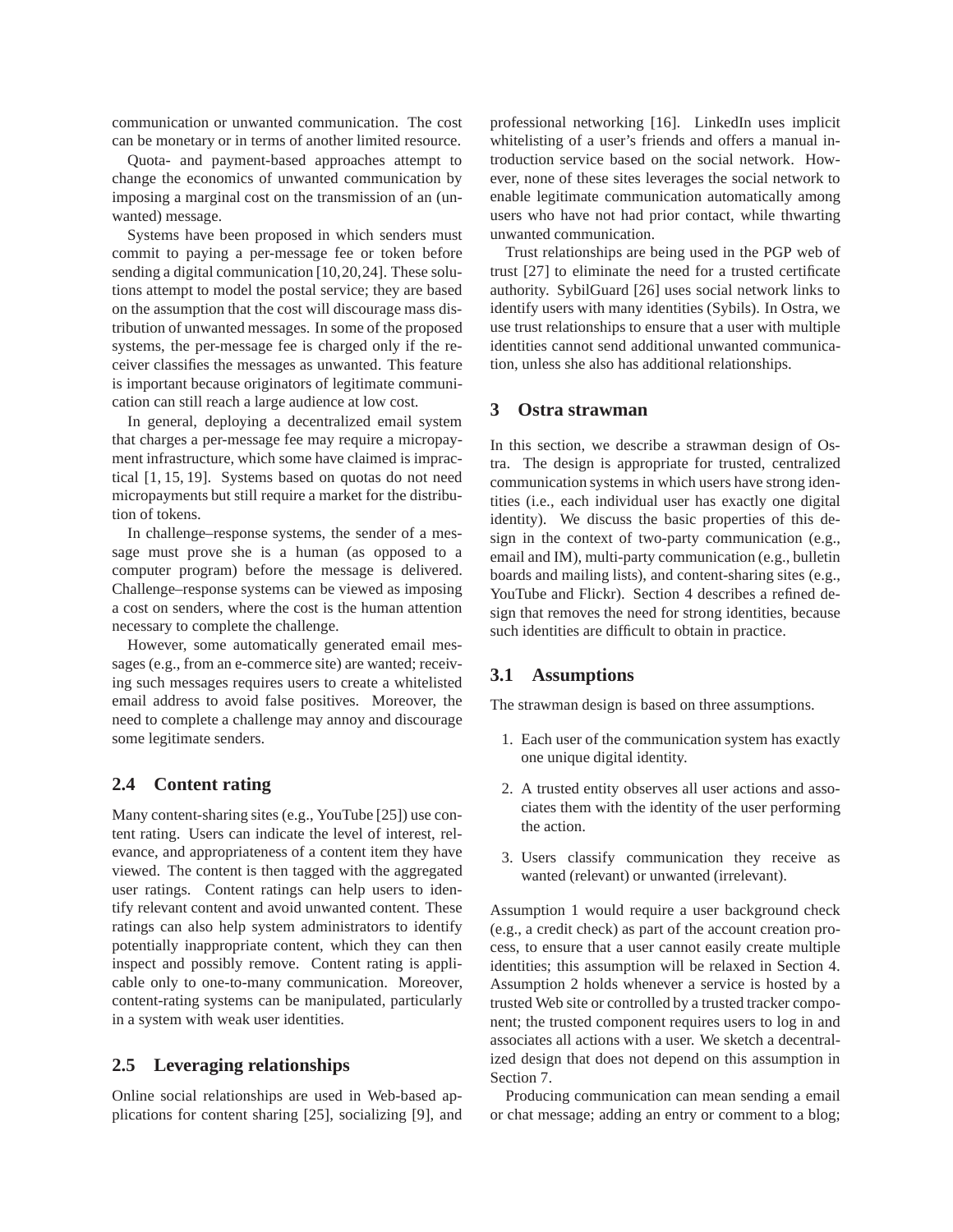communication or unwanted communication. The cost can be monetary or in terms of another limited resource.

Quota- and payment-based approaches attempt to change the economics of unwanted communication by imposing a marginal cost on the transmission of an (unwanted) message.

Systems have been proposed in which senders must commit to paying a per-message fee or token before sending a digital communication [10,20,24]. These solutions attempt to model the postal service; they are based on the assumption that the cost will discourage mass distribution of unwanted messages. In some of the proposed systems, the per-message fee is charged only if the receiver classifies the messages as unwanted. This feature is important because originators of legitimate communication can still reach a large audience at low cost.

In general, deploying a decentralized email system that charges a per-message fee may require a micropayment infrastructure, which some have claimed is impractical [1, 15, 19]. Systems based on quotas do not need micropayments but still require a market for the distribution of tokens.

In challenge–response systems, the sender of a message must prove she is a human (as opposed to a computer program) before the message is delivered. Challenge–response systems can be viewed as imposing a cost on senders, where the cost is the human attention necessary to complete the challenge.

However, some automatically generated email messages (e.g., from an e-commerce site) are wanted; receiving such messages requires users to create a whitelisted email address to avoid false positives. Moreover, the need to complete a challenge may annoy and discourage some legitimate senders.

## 2.4 Content rating

Many content-sharing sites (e.g., YouTube [25]) use content rating. Users can indicate the level of interest, relevance, and appropriateness of a content item they have viewed. The content is then tagged with the aggregated user ratings. Content ratings can help users to identify relevant content and avoid unwanted content. These ratings can also help system administrators to identify potentially inappropriate content, which they can then inspect and possibly remove. Content rating is applicable only to one-to-many communication. Moreover, content-rating systems can be manipulated, particularly in a system with weak user identities.

## 2.5 Leveraging relationships

Online social relationships are used in Web-based applications for content sharing [25], socializing [9], and professional networking [16]. LinkedIn uses implicit whitelisting of a user's friends and offers a manual introduction service based on the social network. However, none of these sites leverages the social network to enable legitimate communication automatically among users who have not had prior contact, while thwarting unwanted communication.

Trust relationships are being used in the PGP web of trust [27] to eliminate the need for a trusted certificate authority. SybilGuard [26] uses social network links to identify users with many identities (Sybils). In Ostra, we use trust relationships to ensure that a user with multiple identities cannot send additional unwanted communication, unless she also has additional relationships.

# 3 Ostra strawman

In this section, we describe a strawman design of Ostra. The design is appropriate for trusted, centralized communication systems in which users have strong identities (i.e., each individual user has exactly one digital identity). We discuss the basic properties of this design in the context of two-party communication (e.g., email and IM), multi-party communication (e.g., bulletin boards and mailing lists), and content-sharing sites (e.g., YouTube and Flickr). Section 4 describes a refined design that removes the need for strong identities, because such identities are difficult to obtain in practice.

## 3.1 Assumptions

The strawman design is based on three assumptions.

1. Each user of the communication system has exactly one unique digital identity.
2. A trusted entity observes all user actions and associates them with the identity of the user performing the action.
3. Users classify communication they receive as wanted (relevant) or unwanted (irrelevant).

Assumption 1 would require a user background check (e.g., a credit check) as part of the account creation process, to ensure that a user cannot easily create multiple identities; this assumption will be relaxed in Section 4. Assumption 2 holds whenever a service is hosted by a trusted Web site or controlled by a trusted tracker component; the trusted component requires users to log in and associates all actions with a user. We sketch a decentralized design that does not depend on this assumption in Section 7.

Producing communication can mean sending a email or chat message; adding an entry or comment to a blog;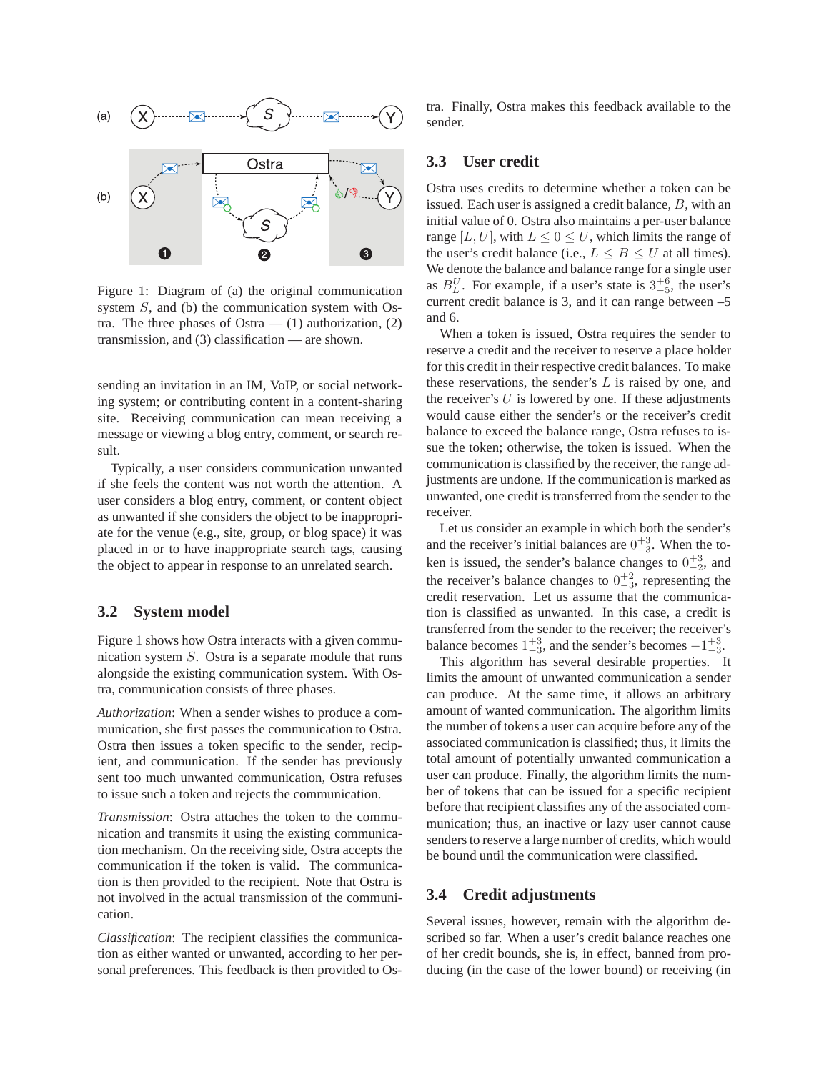(a)

(b)

Figure 1: Diagram of (a) the original communication system $S$, and (b) the communication system with Ostra. The three phases of Ostra — (1) authorization, (2) transmission, and (3) classification — are shown.

sending an invitation in an IM, VoIP, or social networking system; or contributing content in a content-sharing site. Receiving communication can mean receiving a message or viewing a blog entry, comment, or search result.

Typically, a user considers communication unwanted if she feels the content was not worth the attention. A user considers a blog entry, comment, or content object as unwanted if she considers the object to be inappropriate for the venue (e.g., site, group, or blog space) it was placed in or to have inappropriate search tags, causing the object to appear in response to an unrelated search.

## 3.2 System model

Figure 1 shows how Ostra interacts with a given communication system $S$. Ostra is a separate module that runs alongside the existing communication system. With Ostra, communication consists of three phases.

*Authorization*: When a sender wishes to produce a communication, she first passes the communication to Ostra. Ostra then issues a token specific to the sender, recipient, and communication. If the sender has previously sent too much unwanted communication, Ostra refuses to issue such a token and rejects the communication.

*Transmission*: Ostra attaches the token to the communication and transmits it using the existing communication mechanism. On the receiving side, Ostra accepts the communication if the token is valid. The communication is then provided to the recipient. Note that Ostra is not involved in the actual transmission of the communication.

*Classification*: The recipient classifies the communication as either wanted or unwanted, according to her personal preferences. This feedback is then provided to Ostra. Finally, Ostra makes this feedback available to the sender.

## 3.3 User credit

Ostra uses credits to determine whether a token can be issued. Each user is assigned a credit balance, $B$, with an initial value of 0. Ostra also maintains a per-user balance range $[L, U]$, with $L \leq 0 \leq U$, which limits the range of the user's credit balance (i.e., $L \leq B \leq U$ at all times). We denote the balance and balance range for a single user as $B_L^U$. For example, if a user's state is $3_{-5}^{+6}$, the user's current credit balance is 3, and it can range between –5 and 6.

When a token is issued, Ostra requires the sender to reserve a credit and the receiver to reserve a place holder for this credit in their respective credit balances. To make these reservations, the sender's $L$ is raised by one, and the receiver's $U$ is lowered by one. If these adjustments would cause either the sender's or the receiver's credit balance to exceed the balance range, Ostra refuses to issue the token; otherwise, the token is issued. When the communication is classified by the receiver, the range adjustments are undone. If the communication is marked as unwanted, one credit is transferred from the sender to the receiver.

Let us consider an example in which both the sender's and the receiver's initial balances are $0_{-3}^{+3}$. When the token is issued, the sender's balance changes to $0_{-2}^{+3}$, and the receiver's balance changes to $0_{-3}^{+2}$, representing the credit reservation. Let us assume that the communication is classified as unwanted. In this case, a credit is transferred from the sender to the receiver; the receiver's balance becomes $1_{-3}^{+3}$, and the sender's becomes $-1_{-3}^{+3}$.

This algorithm has several desirable properties. It limits the amount of unwanted communication a sender can produce. At the same time, it allows an arbitrary amount of wanted communication. The algorithm limits the number of tokens a user can acquire before any of the associated communication is classified; thus, it limits the total amount of potentially unwanted communication a user can produce. Finally, the algorithm limits the number of tokens that can be issued for a specific recipient before that recipient classifies any of the associated communication; thus, an inactive or lazy user cannot cause senders to reserve a large number of credits, which would be bound until the communication were classified.

## 3.4 Credit adjustments

Several issues, however, remain with the algorithm described so far. When a user's credit balance reaches one of her credit bounds, she is, in effect, banned from producing (in the case of the lower bound) or receiving (in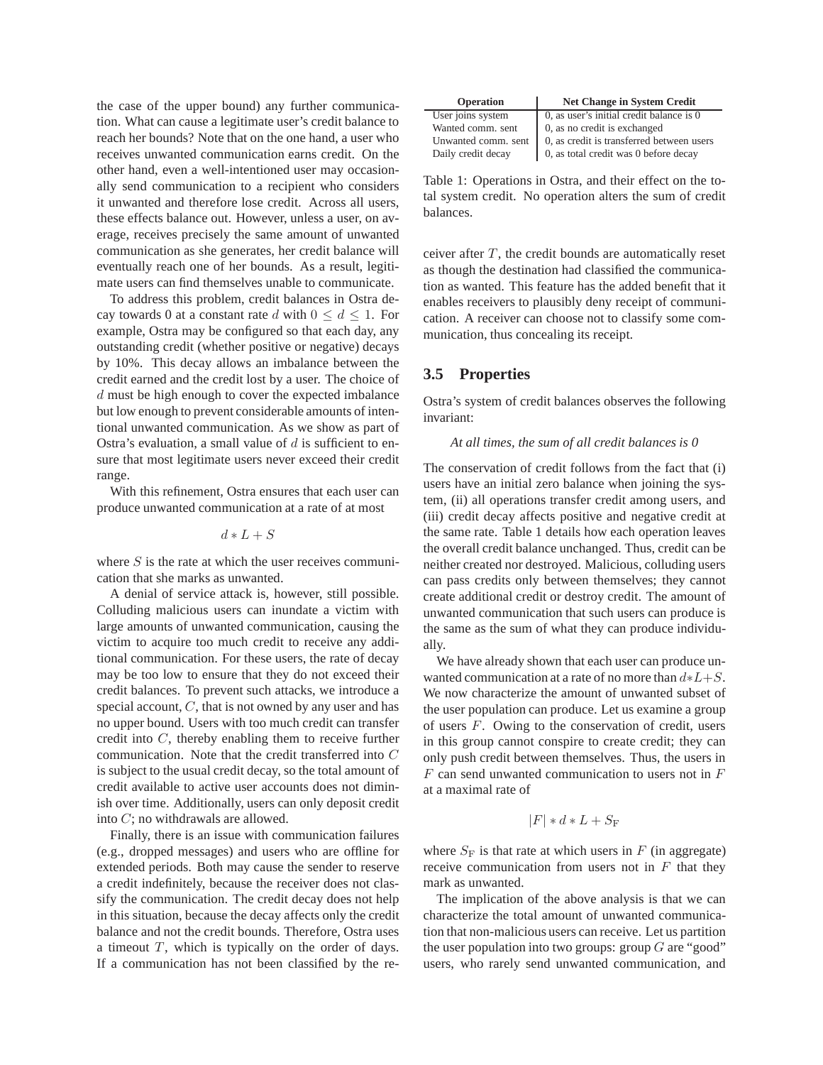the case of the upper bound) any further communication. What can cause a legitimate user's credit balance to reach her bounds? Note that on the one hand, a user who receives unwanted communication earns credit. On the other hand, even a well-intentioned user may occasionally send communication to a recipient who considers it unwanted and therefore lose credit. Across all users, these effects balance out. However, unless a user, on average, receives precisely the same amount of unwanted communication as she generates, her credit balance will eventually reach one of her bounds. As a result, legitimate users can find themselves unable to communicate.

To address this problem, credit balances in Ostra decay towards 0 at a constant rate $d$ with $0 \leq d \leq 1$. For example, Ostra may be configured so that each day, any outstanding credit (whether positive or negative) decays by 10%. This decay allows an imbalance between the credit earned and the credit lost by a user. The choice of $d$ must be high enough to cover the expected imbalance but low enough to prevent considerable amounts of intentional unwanted communication. As we show as part of Ostra's evaluation, a small value of $d$ is sufficient to ensure that most legitimate users never exceed their credit range.

With this refinement, Ostra ensures that each user can produce unwanted communication at a rate of at most

$$d * L + S$$

where $S$ is the rate at which the user receives communication that she marks as unwanted.

A denial of service attack is, however, still possible. Colluding malicious users can inundate a victim with large amounts of unwanted communication, causing the victim to acquire too much credit to receive any additional communication. For these users, the rate of decay may be too low to ensure that they do not exceed their credit balances. To prevent such attacks, we introduce a special account, $C$, that is not owned by any user and has no upper bound. Users with too much credit can transfer credit into $C$, thereby enabling them to receive further communication. Note that the credit transferred into $C$ is subject to the usual credit decay, so the total amount of credit available to active user accounts does not diminish over time. Additionally, users can only deposit credit into $C$; no withdrawals are allowed.

Finally, there is an issue with communication failures (e.g., dropped messages) and users who are offline for extended periods. Both may cause the sender to reserve a credit indefinitely, because the receiver does not classify the communication. The credit decay does not help in this situation, because the decay affects only the credit balance and not the credit bounds. Therefore, Ostra uses a timeout $T$, which is typically on the order of days. If a communication has not been classified by the receiver after $T$, the credit bounds are automatically reset as though the destination had classified the communication as wanted. This feature has the added benefit that it enables receivers to plausibly deny receipt of communication. A receiver can choose not to classify some communication, thus concealing its receipt.

| **Operation** | **Net Change in System Credit** |
|---|---|
| User joins system | 0, as user's initial credit balance is 0 |
| Wanted comm. sent | 0, as no credit is exchanged |
| Unwanted comm. sent | 0, as credit is transferred between users |
| Daily credit decay | 0, as total credit was 0 before decay |

Table 1: Operations in Ostra, and their effect on the total system credit. No operation alters the sum of credit balances.

## 3.5 Properties

Ostra's system of credit balances observes the following invariant:

*At all times, the sum of all credit balances is 0*

The conservation of credit follows from the fact that (i) users have an initial zero balance when joining the system, (ii) all operations transfer credit among users, and (iii) credit decay affects positive and negative credit at the same rate. Table 1 details how each operation leaves the overall credit balance unchanged. Thus, credit can be neither created nor destroyed. Malicious, colluding users can pass credits only between themselves; they cannot create additional credit or destroy credit. The amount of unwanted communication that such users can produce is the same as the sum of what they can produce individually.

We have already shown that each user can produce unwanted communication at a rate of no more than $d*L+S$. We now characterize the amount of unwanted subset of the user population can produce. Let us examine a group of users $F$. Owing to the conservation of credit, users in this group cannot conspire to create credit; they can only push credit between themselves. Thus, the users in $F$ can send unwanted communication to users not in $F$ at a maximal rate of

$$|F| * d * L + S_{\mathrm{F}}$$

where $S_{\mathrm{F}}$ is that rate at which users in $F$ (in aggregate) receive communication from users not in $F$ that they mark as unwanted.

The implication of the above analysis is that we can characterize the total amount of unwanted communication that non-malicious users can receive. Let us partition the user population into two groups: group $G$ are "good" users, who rarely send unwanted communication, and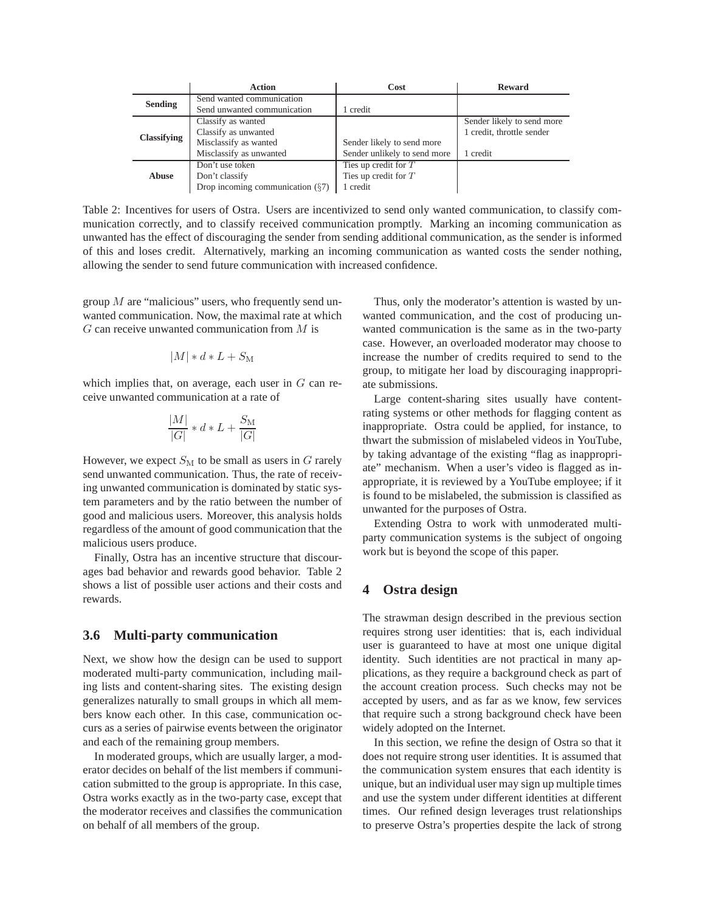| | Action | Cost | Reward |
|---|---|---|---|
| **Sending** | Send wanted communication | | |
| | Send unwanted communication | 1 credit | |
| **Classifying** | Classify as wanted | | Sender likely to send more |
| | Classify as unwanted | | 1 credit, throttle sender |
| | Misclassify as wanted | Sender likely to send more | |
| | Misclassify as unwanted | Sender unlikely to send more | 1 credit |
| **Abuse** | Don't use token | Ties up credit for $T$ | |
| | Don't classify | Ties up credit for $T$ | |
| | Drop incoming communication (§7) | 1 credit | |

Table 2: Incentives for users of Ostra. Users are incentivized to send only wanted communication, to classify communication correctly, and to classify received communication promptly. Marking an incoming communication as unwanted has the effect of discouraging the sender from sending additional communication, as the sender is informed of this and loses credit. Alternatively, marking an incoming communication as wanted costs the sender nothing, allowing the sender to send future communication with increased confidence.

group $M$ are "malicious" users, who frequently send unwanted communication. Now, the maximal rate at which $G$ can receive unwanted communication from $M$ is

$$|M| * d * L + S_{\mathrm{M}}$$

which implies that, on average, each user in $G$ can receive unwanted communication at a rate of

$$\frac{|M|}{|G|} * d * L + \frac{S_{\mathrm{M}}}{|G|}$$

However, we expect $S_{\mathrm{M}}$ to be small as users in $G$ rarely send unwanted communication. Thus, the rate of receiving unwanted communication is dominated by static system parameters and by the ratio between the number of good and malicious users. Moreover, this analysis holds regardless of the amount of good communication that the malicious users produce.

Finally, Ostra has an incentive structure that discourages bad behavior and rewards good behavior. Table 2 shows a list of possible user actions and their costs and rewards.

### 3.6 Multi-party communication

Next, we show how the design can be used to support moderated multi-party communication, including mailing lists and content-sharing sites. The existing design generalizes naturally to small groups in which all members know each other. In this case, communication occurs as a series of pairwise events between the originator and each of the remaining group members.

In moderated groups, which are usually larger, a moderator decides on behalf of the list members if communication submitted to the group is appropriate. In this case, Ostra works exactly as in the two-party case, except that the moderator receives and classifies the communication on behalf of all members of the group.

Thus, only the moderator's attention is wasted by unwanted communication, and the cost of producing unwanted communication is the same as in the two-party case. However, an overloaded moderator may choose to increase the number of credits required to send to the group, to mitigate her load by discouraging inappropriate submissions.

Large content-sharing sites usually have content-rating systems or other methods for flagging content as inappropriate. Ostra could be applied, for instance, to thwart the submission of mislabeled videos in YouTube, by taking advantage of the existing "flag as inappropriate" mechanism. When a user's video is flagged as inappropriate, it is reviewed by a YouTube employee; if it is found to be mislabeled, the submission is classified as unwanted for the purposes of Ostra.

Extending Ostra to work with unmoderated multi-party communication systems is the subject of ongoing work but is beyond the scope of this paper.

## 4 Ostra design

The strawman design described in the previous section requires strong user identities: that is, each individual user is guaranteed to have at most one unique digital identity. Such identities are not practical in many applications, as they require a background check as part of the account creation process. Such checks may not be accepted by users, and as far as we know, few services that require such a strong background check have been widely adopted on the Internet.

In this section, we refine the design of Ostra so that it does not require strong user identities. It is assumed that the communication system ensures that each identity is unique, but an individual user may sign up multiple times and use the system under different identities at different times. Our refined design leverages trust relationships to preserve Ostra's properties despite the lack of strong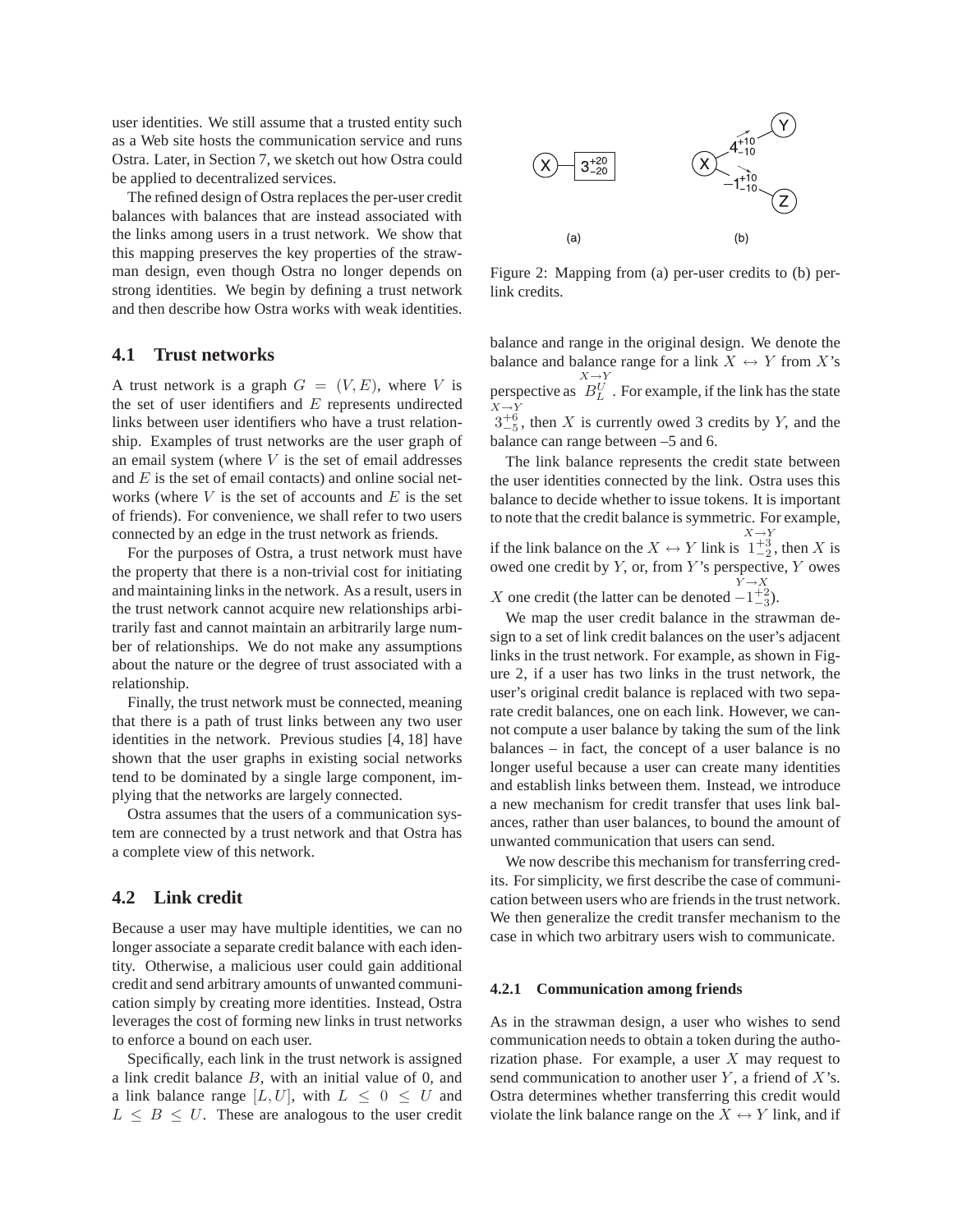user identities. We still assume that a trusted entity such as a Web site hosts the communication service and runs Ostra. Later, in Section 7, we sketch out how Ostra could be applied to decentralized services.

The refined design of Ostra replaces the per-user credit balances with balances that are instead associated with the links among users in a trust network. We show that this mapping preserves the key properties of the strawman design, even though Ostra no longer depends on strong identities. We begin by defining a trust network and then describe how Ostra works with weak identities.

## 4.1 Trust networks

A trust network is a graph $G = (V, E)$, where $V$ is the set of user identifiers and $E$ represents undirected links between user identifiers who have a trust relationship. Examples of trust networks are the user graph of an email system (where $V$ is the set of email addresses and $E$ is the set of email contacts) and online social networks (where $V$ is the set of accounts and $E$ is the set of friends). For convenience, we shall refer to two users connected by an edge in the trust network as friends.

For the purposes of Ostra, a trust network must have the property that there is a non-trivial cost for initiating and maintaining links in the network. As a result, users in the trust network cannot acquire new relationships arbitrarily fast and cannot maintain an arbitrarily large number of relationships. We do not make any assumptions about the nature or the degree of trust associated with a relationship.

Finally, the trust network must be connected, meaning that there is a path of trust links between any two user identities in the network. Previous studies [4, 18] have shown that the user graphs in existing social networks tend to be dominated by a single large component, implying that the networks are largely connected.

Ostra assumes that the users of a communication system are connected by a trust network and that Ostra has a complete view of this network.

## 4.2 Link credit

Because a user may have multiple identities, we can no longer associate a separate credit balance with each identity. Otherwise, a malicious user could gain additional credit and send arbitrary amounts of unwanted communication simply by creating more identities. Instead, Ostra leverages the cost of forming new links in trust networks to enforce a bound on each user.

Specifically, each link in the trust network is assigned a link credit balance $B$, with an initial value of 0, and a link balance range $[L, U]$, with $L \leq 0 \leq U$ and $L \leq B \leq U$. These are analogous to the user credit

X $3^{+20}_{-20}$

(a)

X $4^{+10}_{-10}$ Y
X $-1^{+10}_{-10}$ Z

(b)

Figure 2: Mapping from (a) per-user credits to (b) per-link credits.

balance and range in the original design. We denote the balance and balance range for a link $X \leftrightarrow Y$ from $X$'s perspective as $\overset{X \to Y}{B^U_L}$. For example, if the link has the state $\overset{X \to Y}{3^{+6}_{-5}}$, then $X$ is currently owed 3 credits by $Y$, and the balance can range between –5 and 6.

The link balance represents the credit state between the user identities connected by the link. Ostra uses this balance to decide whether to issue tokens. It is important to note that the credit balance is symmetric. For example, if the link balance on the $X \leftrightarrow Y$ link is $\overset{X \to Y}{1^{+3}_{-2}}$, then $X$ is owed one credit by $Y$, or, from $Y$'s perspective, $Y$ owes $X$ one credit (the latter can be denoted $\overset{Y \to X}{-1^{+2}_{-3}}$).

We map the user credit balance in the strawman design to a set of link credit balances on the user's adjacent links in the trust network. For example, as shown in Figure 2, if a user has two links in the trust network, the user's original credit balance is replaced with two separate credit balances, one on each link. However, we cannot compute a user balance by taking the sum of the link balances – in fact, the concept of a user balance is no longer useful because a user can create many identities and establish links between them. Instead, we introduce a new mechanism for credit transfer that uses link balances, rather than user balances, to bound the amount of unwanted communication that users can send.

We now describe this mechanism for transferring credits. For simplicity, we first describe the case of communication between users who are friends in the trust network. We then generalize the credit transfer mechanism to the case in which two arbitrary users wish to communicate.

### 4.2.1 Communication among friends

As in the strawman design, a user who wishes to send communication needs to obtain a token during the authorization phase. For example, a user $X$ may request to send communication to another user $Y$, a friend of $X$'s. Ostra determines whether transferring this credit would violate the link balance range on the $X \leftrightarrow Y$ link, and if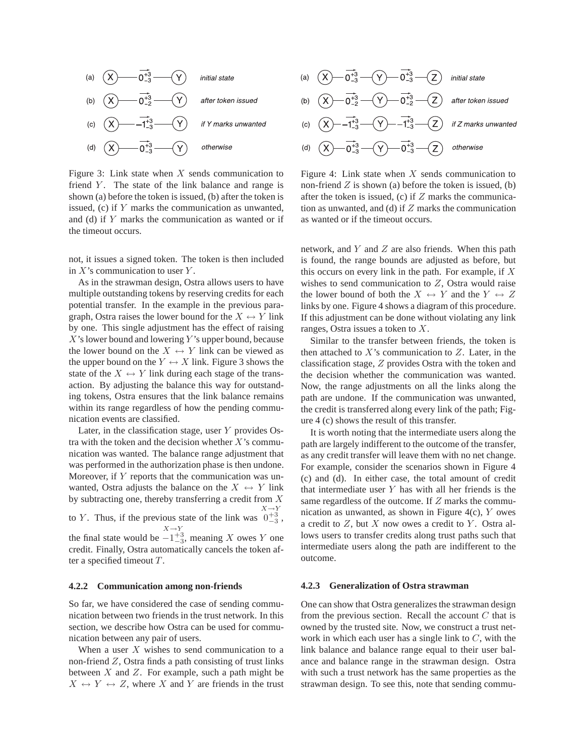(a) initial state

(b) after token issued

(c) if Y marks unwanted

(d) otherwise

Figure 3: Link state when $X$ sends communication to friend $Y$. The state of the link balance and range is shown (a) before the token is issued, (b) after the token is issued, (c) if $Y$ marks the communication as unwanted, and (d) if $Y$ marks the communication as wanted or if the timeout occurs.

(a) initial state

(b) after token issued

(c) if Z marks unwanted

(d) otherwise

Figure 4: Link state when $X$ sends communication to non-friend $Z$ is shown (a) before the token is issued, (b) after the token is issued, (c) if $Z$ marks the communication as unwanted, and (d) if $Z$ marks the communication as wanted or if the timeout occurs.

not, it issues a signed token. The token is then included in $X$'s communication to user $Y$.

As in the strawman design, Ostra allows users to have multiple outstanding tokens by reserving credits for each potential transfer. In the example in the previous paragraph, Ostra raises the lower bound for the $X \leftrightarrow Y$ link by one. This single adjustment has the effect of raising $X$'s lower bound and lowering $Y$'s upper bound, because the lower bound on the $X \leftrightarrow Y$ link can be viewed as the upper bound on the $Y \leftrightarrow X$ link. Figure 3 shows the state of the $X \leftrightarrow Y$ link during each stage of the transaction. By adjusting the balance this way for outstanding tokens, Ostra ensures that the link balance remains within its range regardless of how the pending communication events are classified.

Later, in the classification stage, user $Y$ provides Ostra with the token and the decision whether $X$'s communication was wanted. The balance range adjustment that was performed in the authorization phase is then undone. Moreover, if $Y$ reports that the communication was unwanted, Ostra adjusts the balance on the $X \leftrightarrow Y$ link by subtracting one, thereby transferring a credit from $X$ to $Y$. Thus, if the previous state of the link was $\overset{X \rightarrow Y}{0^{+3}_{-3}}$, the final state would be $\overset{X \rightarrow Y}{-1^{+3}_{-3}}$, meaning $X$ owes $Y$ one credit. Finally, Ostra automatically cancels the token after a specified timeout $T$.

#### 4.2.2 Communication among non-friends

So far, we have considered the case of sending communication between two friends in the trust network. In this section, we describe how Ostra can be used for communication between any pair of users.

When a user $X$ wishes to send communication to a non-friend $Z$, Ostra finds a path consisting of trust links between $X$ and $Z$. For example, such a path might be $X \leftrightarrow Y \leftrightarrow Z$, where $X$ and $Y$ are friends in the trust network, and $Y$ and $Z$ are also friends. When this path is found, the range bounds are adjusted as before, but this occurs on every link in the path. For example, if $X$ wishes to send communication to $Z$, Ostra would raise the lower bound of both the $X \leftrightarrow Y$ and the $Y \leftrightarrow Z$ links by one. Figure 4 shows a diagram of this procedure. If this adjustment can be done without violating any link ranges, Ostra issues a token to $X$.

Similar to the transfer between friends, the token is then attached to $X$'s communication to $Z$. Later, in the classification stage, $Z$ provides Ostra with the token and the decision whether the communication was wanted. Now, the range adjustments on all the links along the path are undone. If the communication was unwanted, the credit is transferred along every link of the path; Figure 4 (c) shows the result of this transfer.

It is worth noting that the intermediate users along the path are largely indifferent to the outcome of the transfer, as any credit transfer will leave them with no net change. For example, consider the scenarios shown in Figure 4 (c) and (d). In either case, the total amount of credit that intermediate user $Y$ has with all her friends is the same regardless of the outcome. If $Z$ marks the communication as unwanted, as shown in Figure 4(c), $Y$ owes a credit to $Z$, but $X$ now owes a credit to $Y$. Ostra allows users to transfer credits along trust paths such that intermediate users along the path are indifferent to the outcome.

#### 4.2.3 Generalization of Ostra strawman

One can show that Ostra generalizes the strawman design from the previous section. Recall the account $C$ that is owned by the trusted site. Now, we construct a trust network in which each user has a single link to $C$, with the link balance and balance range equal to their user balance and balance range in the strawman design. Ostra with such a trust network has the same properties as the strawman design. To see this, note that sending commu-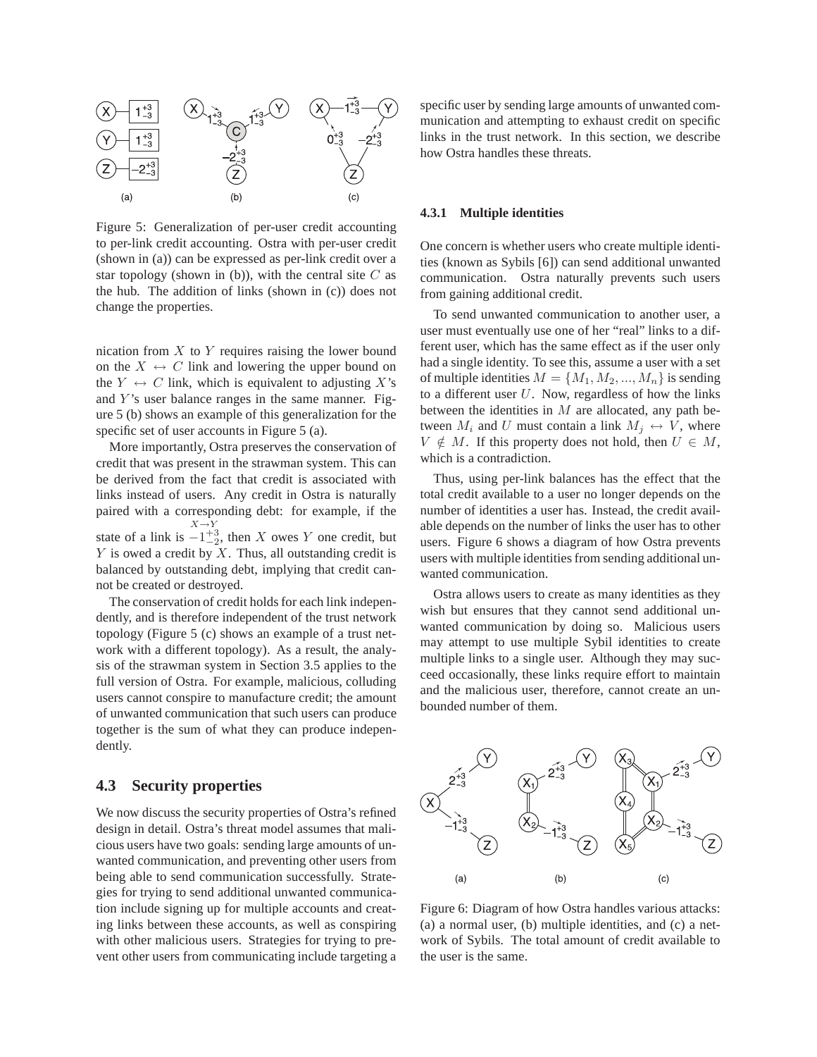Figure 5: Generalization of per-user credit accounting to per-link credit accounting. Ostra with per-user credit (shown in (a)) can be expressed as per-link credit over a star topology (shown in (b)), with the central site $C$ as the hub. The addition of links (shown in (c)) does not change the properties.

nication from $X$ to $Y$ requires raising the lower bound on the $X \leftrightarrow C$ link and lowering the upper bound on the $Y \leftrightarrow C$ link, which is equivalent to adjusting $X$'s and $Y$'s user balance ranges in the same manner. Figure 5 (b) shows an example of this generalization for the specific set of user accounts in Figure 5 (a).

More importantly, Ostra preserves the conservation of credit that was present in the strawman system. This can be derived from the fact that credit is associated with links instead of users. Any credit in Ostra is naturally paired with a corresponding debt: for example, if the state of a link is $\overset{X \rightarrow Y}{-1^{+3}_{-2}}$, then $X$ owes $Y$ one credit, but $Y$ is owed a credit by $X$. Thus, all outstanding credit is balanced by outstanding debt, implying that credit cannot be created or destroyed.

The conservation of credit holds for each link independently, and is therefore independent of the trust network topology (Figure 5 (c) shows an example of a trust network with a different topology). As a result, the analysis of the strawman system in Section 3.5 applies to the full version of Ostra. For example, malicious, colluding users cannot conspire to manufacture credit; the amount of unwanted communication that such users can produce together is the sum of what they can produce independently.

## 4.3 Security properties

We now discuss the security properties of Ostra's refined design in detail. Ostra's threat model assumes that malicious users have two goals: sending large amounts of unwanted communication, and preventing other users from being able to send communication successfully. Strategies for trying to send additional unwanted communication include signing up for multiple accounts and creating links between these accounts, as well as conspiring with other malicious users. Strategies for trying to prevent other users from communicating include targeting a specific user by sending large amounts of unwanted communication and attempting to exhaust credit on specific links in the trust network. In this section, we describe how Ostra handles these threats.

### 4.3.1 Multiple identities

One concern is whether users who create multiple identities (known as Sybils [6]) can send additional unwanted communication. Ostra naturally prevents such users from gaining additional credit.

To send unwanted communication to another user, a user must eventually use one of her "real" links to a different user, which has the same effect as if the user only had a single identity. To see this, assume a user with a set of multiple identities $M = \{M_1, M_2, ..., M_n\}$ is sending to a different user $U$. Now, regardless of how the links between the identities in $M$ are allocated, any path between $M_i$ and $U$ must contain a link $M_j \leftrightarrow V$, where $V \notin M$. If this property does not hold, then $U \in M$, which is a contradiction.

Thus, using per-link balances has the effect that the total credit available to a user no longer depends on the number of identities a user has. Instead, the credit available depends on the number of links the user has to other users. Figure 6 shows a diagram of how Ostra prevents users with multiple identities from sending additional unwanted communication.

Ostra allows users to create as many identities as they wish but ensures that they cannot send additional unwanted communication by doing so. Malicious users may attempt to use multiple Sybil identities to create multiple links to a single user. Although they may succeed occasionally, these links require effort to maintain and the malicious user, therefore, cannot create an unbounded number of them.

Figure 6: Diagram of how Ostra handles various attacks: (a) a normal user, (b) multiple identities, and (c) a network of Sybils. The total amount of credit available to the user is the same.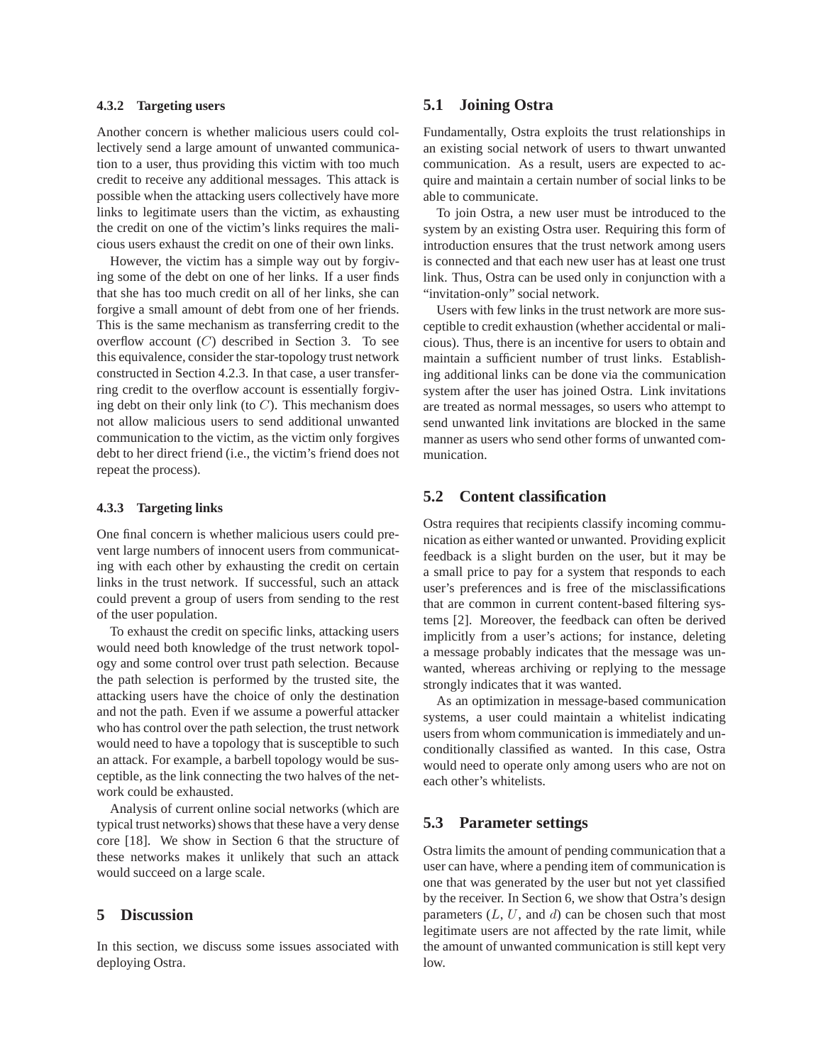#### 4.3.2 Targeting users

Another concern is whether malicious users could collectively send a large amount of unwanted communication to a user, thus providing this victim with too much credit to receive any additional messages. This attack is possible when the attacking users collectively have more links to legitimate users than the victim, as exhausting the credit on one of the victim's links requires the malicious users exhaust the credit on one of their own links.

However, the victim has a simple way out by forgiving some of the debt on one of her links. If a user finds that she has too much credit on all of her links, she can forgive a small amount of debt from one of her friends. This is the same mechanism as transferring credit to the overflow account ($C$) described in Section 3. To see this equivalence, consider the star-topology trust network constructed in Section 4.2.3. In that case, a user transferring credit to the overflow account is essentially forgiving debt on their only link (to $C$). This mechanism does not allow malicious users to send additional unwanted communication to the victim, as the victim only forgives debt to her direct friend (i.e., the victim's friend does not repeat the process).

#### 4.3.3 Targeting links

One final concern is whether malicious users could prevent large numbers of innocent users from communicating with each other by exhausting the credit on certain links in the trust network. If successful, such an attack could prevent a group of users from sending to the rest of the user population.

To exhaust the credit on specific links, attacking users would need both knowledge of the trust network topology and some control over trust path selection. Because the path selection is performed by the trusted site, the attacking users have the choice of only the destination and not the path. Even if we assume a powerful attacker who has control over the path selection, the trust network would need to have a topology that is susceptible to such an attack. For example, a barbell topology would be susceptible, as the link connecting the two halves of the network could be exhausted.

Analysis of current online social networks (which are typical trust networks) shows that these have a very dense core [18]. We show in Section 6 that the structure of these networks makes it unlikely that such an attack would succeed on a large scale.

## 5 Discussion

In this section, we discuss some issues associated with deploying Ostra.

### 5.1 Joining Ostra

Fundamentally, Ostra exploits the trust relationships in an existing social network of users to thwart unwanted communication. As a result, users are expected to acquire and maintain a certain number of social links to be able to communicate.

To join Ostra, a new user must be introduced to the system by an existing Ostra user. Requiring this form of introduction ensures that the trust network among users is connected and that each new user has at least one trust link. Thus, Ostra can be used only in conjunction with a "invitation-only" social network.

Users with few links in the trust network are more susceptible to credit exhaustion (whether accidental or malicious). Thus, there is an incentive for users to obtain and maintain a sufficient number of trust links. Establishing additional links can be done via the communication system after the user has joined Ostra. Link invitations are treated as normal messages, so users who attempt to send unwanted link invitations are blocked in the same manner as users who send other forms of unwanted communication.

### 5.2 Content classification

Ostra requires that recipients classify incoming communication as either wanted or unwanted. Providing explicit feedback is a slight burden on the user, but it may be a small price to pay for a system that responds to each user's preferences and is free of the misclassifications that are common in current content-based filtering systems [2]. Moreover, the feedback can often be derived implicitly from a user's actions; for instance, deleting a message probably indicates that the message was unwanted, whereas archiving or replying to the message strongly indicates that it was wanted.

As an optimization in message-based communication systems, a user could maintain a whitelist indicating users from whom communication is immediately and unconditionally classified as wanted. In this case, Ostra would need to operate only among users who are not on each other's whitelists.

### 5.3 Parameter settings

Ostra limits the amount of pending communication that a user can have, where a pending item of communication is one that was generated by the user but not yet classified by the receiver. In Section 6, we show that Ostra's design parameters ($L$, $U$, and $d$) can be chosen such that most legitimate users are not affected by the rate limit, while the amount of unwanted communication is still kept very low.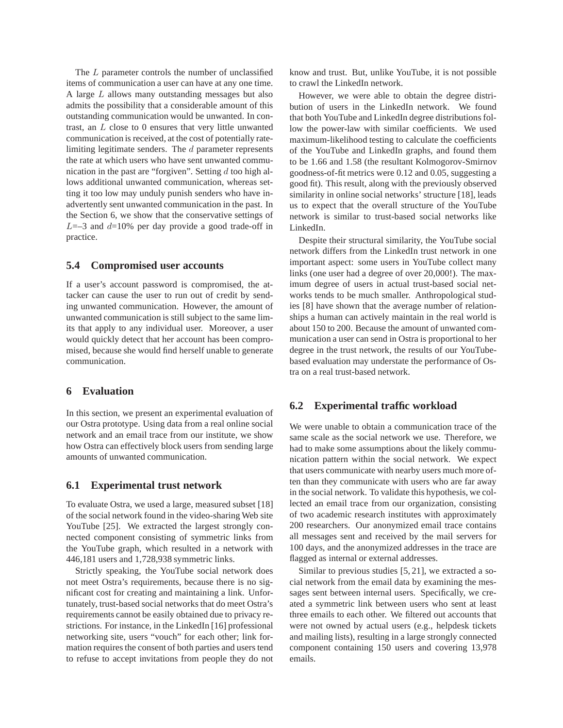The $L$ parameter controls the number of unclassified items of communication a user can have at any one time. A large $L$ allows many outstanding messages but also admits the possibility that a considerable amount of this outstanding communication would be unwanted. In contrast, an $L$ close to 0 ensures that very little unwanted communication is received, at the cost of potentially rate-limiting legitimate senders. The $d$ parameter represents the rate at which users who have sent unwanted communication in the past are "forgiven". Setting $d$ too high allows additional unwanted communication, whereas setting it too low may unduly punish senders who have inadvertently sent unwanted communication in the past. In the Section 6, we show that the conservative settings of $L$=–3 and $d$=10% per day provide a good trade-off in practice.

## 5.4 Compromised user accounts

If a user's account password is compromised, the attacker can cause the user to run out of credit by sending unwanted communication. However, the amount of unwanted communication is still subject to the same limits that apply to any individual user. Moreover, a user would quickly detect that her account has been compromised, because she would find herself unable to generate communication.

# 6 Evaluation

In this section, we present an experimental evaluation of our Ostra prototype. Using data from a real online social network and an email trace from our institute, we show how Ostra can effectively block users from sending large amounts of unwanted communication.

## 6.1 Experimental trust network

To evaluate Ostra, we used a large, measured subset [18] of the social network found in the video-sharing Web site YouTube [25]. We extracted the largest strongly connected component consisting of symmetric links from the YouTube graph, which resulted in a network with 446,181 users and 1,728,938 symmetric links.

Strictly speaking, the YouTube social network does not meet Ostra's requirements, because there is no significant cost for creating and maintaining a link. Unfortunately, trust-based social networks that do meet Ostra's requirements cannot be easily obtained due to privacy restrictions. For instance, in the LinkedIn [16] professional networking site, users "vouch" for each other; link formation requires the consent of both parties and users tend to refuse to accept invitations from people they do not know and trust. But, unlike YouTube, it is not possible to crawl the LinkedIn network.

However, we were able to obtain the degree distribution of users in the LinkedIn network. We found that both YouTube and LinkedIn degree distributions follow the power-law with similar coefficients. We used maximum-likelihood testing to calculate the coefficients of the YouTube and LinkedIn graphs, and found them to be 1.66 and 1.58 (the resultant Kolmogorov-Smirnov goodness-of-fit metrics were 0.12 and 0.05, suggesting a good fit). This result, along with the previously observed similarity in online social networks' structure [18], leads us to expect that the overall structure of the YouTube network is similar to trust-based social networks like LinkedIn.

Despite their structural similarity, the YouTube social network differs from the LinkedIn trust network in one important aspect: some users in YouTube collect many links (one user had a degree of over 20,000!). The maximum degree of users in actual trust-based social networks tends to be much smaller. Anthropological studies [8] have shown that the average number of relationships a human can actively maintain in the real world is about 150 to 200. Because the amount of unwanted communication a user can send in Ostra is proportional to her degree in the trust network, the results of our YouTube-based evaluation may understate the performance of Ostra on a real trust-based network.

## 6.2 Experimental traffic workload

We were unable to obtain a communication trace of the same scale as the social network we use. Therefore, we had to make some assumptions about the likely communication pattern within the social network. We expect that users communicate with nearby users much more often than they communicate with users who are far away in the social network. To validate this hypothesis, we collected an email trace from our organization, consisting of two academic research institutes with approximately 200 researchers. Our anonymized email trace contains all messages sent and received by the mail servers for 100 days, and the anonymized addresses in the trace are flagged as internal or external addresses.

Similar to previous studies [5, 21], we extracted a social network from the email data by examining the messages sent between internal users. Specifically, we created a symmetric link between users who sent at least three emails to each other. We filtered out accounts that were not owned by actual users (e.g., helpdesk tickets and mailing lists), resulting in a large strongly connected component containing 150 users and covering 13,978 emails.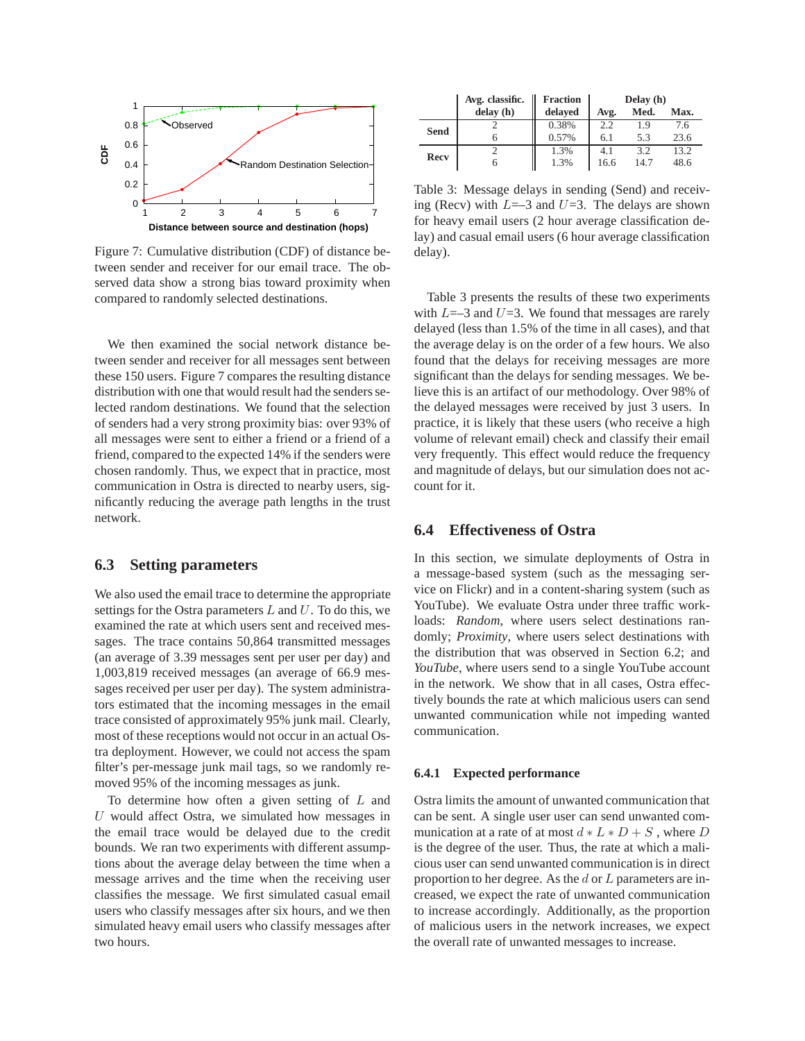CDF

1
0.8
0.6
0.4
0.2
0

1 2 3 4 5 6 7

Distance between source and destination (hops)

Observed

Random Destination Selection

Figure 7: Cumulative distribution (CDF) of distance between sender and receiver for our email trace. The observed data show a strong bias toward proximity when compared to randomly selected destinations.

We then examined the social network distance between sender and receiver for all messages sent between these 150 users. Figure 7 compares the resulting distance distribution with one that would result had the senders selected random destinations. We found that the selection of senders had a very strong proximity bias: over 93% of all messages were sent to either a friend or a friend of a friend, compared to the expected 14% if the senders were chosen randomly. Thus, we expect that in practice, most communication in Ostra is directed to nearby users, significantly reducing the average path lengths in the trust network.

## 6.3 Setting parameters

We also used the email trace to determine the appropriate settings for the Ostra parameters $L$ and $U$. To do this, we examined the rate at which users sent and received messages. The trace contains 50,864 transmitted messages (an average of 3.39 messages sent per user per day) and 1,003,819 received messages (an average of 66.9 messages received per user per day). The system administrators estimated that the incoming messages in the email trace consisted of approximately 95% junk mail. Clearly, most of these receptions would not occur in an actual Ostra deployment. However, we could not access the spam filter's per-message junk mail tags, so we randomly removed 95% of the incoming messages as junk.

To determine how often a given setting of $L$ and $U$ would affect Ostra, we simulated how messages in the email trace would be delayed due to the credit bounds. We ran two experiments with different assumptions about the average delay between the time when a message arrives and the time when the receiving user classifies the message. We first simulated casual email users who classify messages after six hours, and we then simulated heavy email users who classify messages after two hours.

| | Avg. classific. delay (h) | Fraction delayed | Delay (h) | | |
|---|---|---|---|---|---|
| | | | Avg. | Med. | Max. |
| **Send** | 2 | 0.38% | 2.2 | 1.9 | 7.6 |
| | 6 | 0.57% | 6.1 | 5.3 | 23.6 |
| **Recv** | 2 | 1.3% | 4.1 | 3.2 | 13.2 |
| | 6 | 1.3% | 16.6 | 14.7 | 48.6 |

Table 3: Message delays in sending (Send) and receiving (Recv) with $L$=–3 and $U$=3. The delays are shown for heavy email users (2 hour average classification delay) and casual email users (6 hour average classification delay).

Table 3 presents the results of these two experiments with $L$=–3 and $U$=3. We found that messages are rarely delayed (less than 1.5% of the time in all cases), and that the average delay is on the order of a few hours. We also found that the delays for receiving messages are more significant than the delays for sending messages. We believe this is an artifact of our methodology. Over 98% of the delayed messages were received by just 3 users. In practice, it is likely that these users (who receive a high volume of relevant email) check and classify their email very frequently. This effect would reduce the frequency and magnitude of delays, but our simulation does not account for it.

## 6.4 Effectiveness of Ostra

In this section, we simulate deployments of Ostra in a message-based system (such as the messaging service on Flickr) and in a content-sharing system (such as YouTube). We evaluate Ostra under three traffic workloads: *Random*, where users select destinations randomly; *Proximity*, where users select destinations with the distribution that was observed in Section 6.2; and *YouTube*, where users send to a single YouTube account in the network. We show that in all cases, Ostra effectively bounds the rate at which malicious users can send unwanted communication while not impeding wanted communication.

### 6.4.1 Expected performance

Ostra limits the amount of unwanted communication that can be sent. A single user user can send unwanted communication at a rate of at most $d * L * D + S$, where $D$ is the degree of the user. Thus, the rate at which a malicious user can send unwanted communication is in direct proportion to her degree. As the $d$ or $L$ parameters are increased, we expect the rate of unwanted communication to increase accordingly. Additionally, as the proportion of malicious users in the network increases, we expect the overall rate of unwanted messages to increase.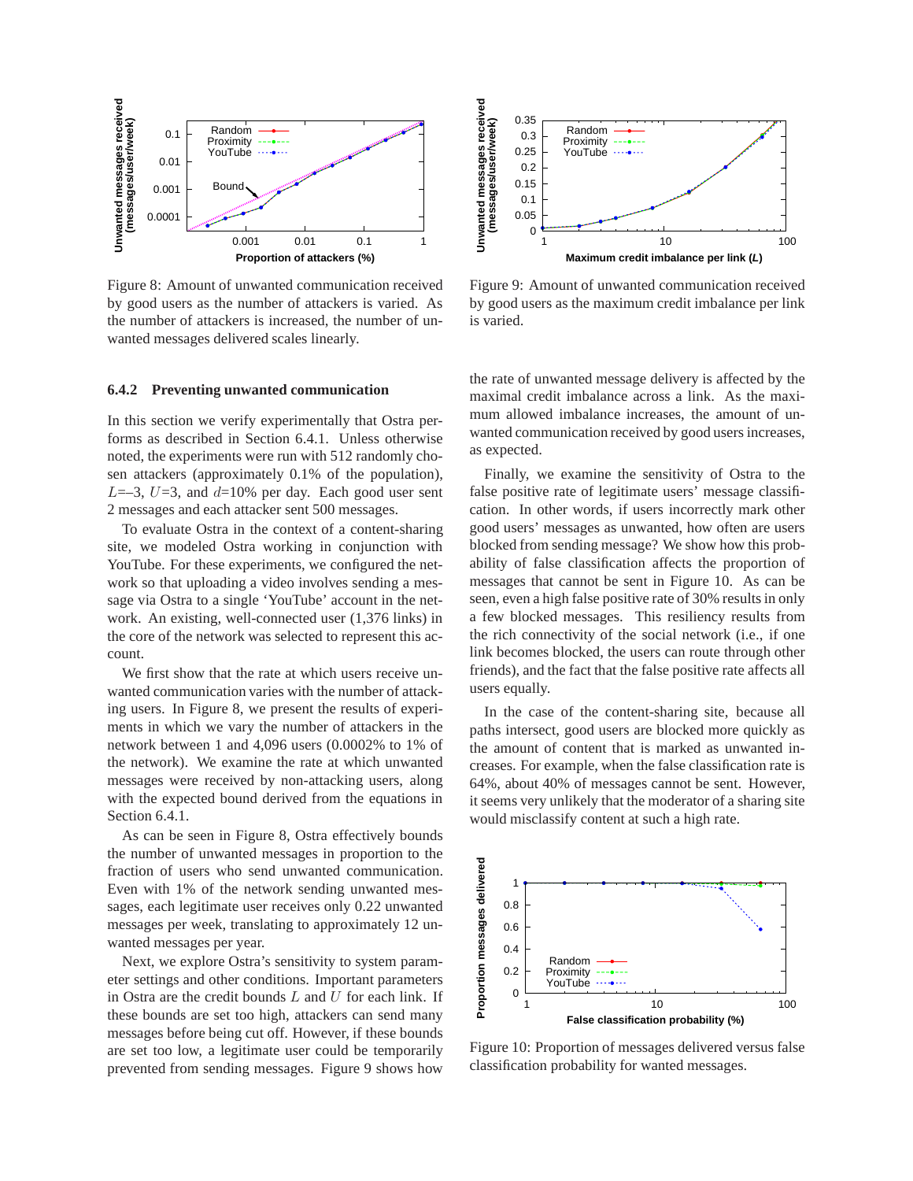Unwanted messages received (messages/user/week)

0.1
0.01
0.001
0.0001

0.001 0.01 0.1 1

Proportion of attackers (%)

Random
Proximity
YouTube
Bound

Figure 8: Amount of unwanted communication received by good users as the number of attackers is varied. As the number of attackers is increased, the number of unwanted messages delivered scales linearly.

Unwanted messages received (messages/user/week)

0.35
0.3
0.25
0.2
0.15
0.1
0.05
0

1 10 100

Maximum credit imbalance per link ($L$)

Random
Proximity
YouTube

Figure 9: Amount of unwanted communication received by good users as the maximum credit imbalance per link is varied.

#### 6.4.2 Preventing unwanted communication

In this section we verify experimentally that Ostra performs as described in Section 6.4.1. Unless otherwise noted, the experiments were run with 512 randomly chosen attackers (approximately 0.1% of the population), $L$=–3, $U$=3, and $d$=10% per day. Each good user sent 2 messages and each attacker sent 500 messages.

To evaluate Ostra in the context of a content-sharing site, we modeled Ostra working in conjunction with YouTube. For these experiments, we configured the network so that uploading a video involves sending a message via Ostra to a single 'YouTube' account in the network. An existing, well-connected user (1,376 links) in the core of the network was selected to represent this account.

We first show that the rate at which users receive unwanted communication varies with the number of attacking users. In Figure 8, we present the results of experiments in which we vary the number of attackers in the network between 1 and 4,096 users (0.0002% to 1% of the network). We examine the rate at which unwanted messages were received by non-attacking users, along with the expected bound derived from the equations in Section 6.4.1.

As can be seen in Figure 8, Ostra effectively bounds the number of unwanted messages in proportion to the fraction of users who send unwanted communication. Even with 1% of the network sending unwanted messages, each legitimate user receives only 0.22 unwanted messages per week, translating to approximately 12 unwanted messages per year.

Next, we explore Ostra's sensitivity to system parameter settings and other conditions. Important parameters in Ostra are the credit bounds $L$ and $U$ for each link. If these bounds are set too high, attackers can send many messages before being cut off. However, if these bounds are set too low, a legitimate user could be temporarily prevented from sending messages. Figure 9 shows how the rate of unwanted message delivery is affected by the maximal credit imbalance across a link. As the maximum allowed imbalance increases, the amount of unwanted communication received by good users increases, as expected.

Finally, we examine the sensitivity of Ostra to the false positive rate of legitimate users' message classification. In other words, if users incorrectly mark other good users' messages as unwanted, how often are users blocked from sending message? We show how this probability of false classification affects the proportion of messages that cannot be sent in Figure 10. As can be seen, even a high false positive rate of 30% results in only a few blocked messages. This resiliency results from the rich connectivity of the social network (i.e., if one link becomes blocked, the users can route through other friends), and the fact that the false positive rate affects all users equally.

In the case of the content-sharing site, because all paths intersect, good users are blocked more quickly as the amount of content that is marked as unwanted increases. For example, when the false classification rate is 64%, about 40% of messages cannot be sent. However, it seems very unlikely that the moderator of a sharing site would misclassify content at such a high rate.

Proportion messages delivered

1
0.8
0.6
0.4
0.2
0

1 10 100

False classification probability (%)

Random
Proximity
YouTube

Figure 10: Proportion of messages delivered versus false classification probability for wanted messages.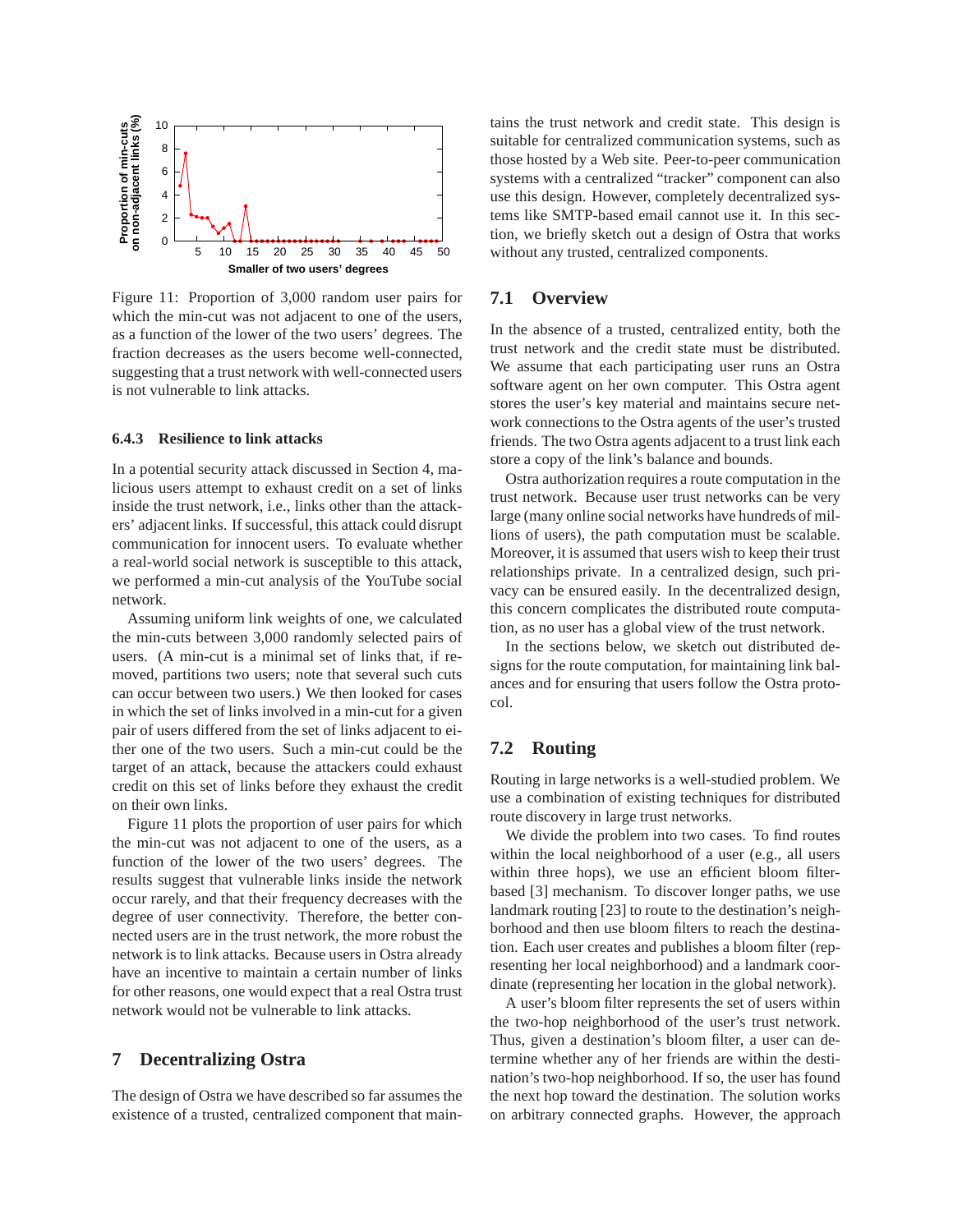Figure 11: Proportion of 3,000 random user pairs for which the min-cut was not adjacent to one of the users, as a function of the lower of the two users' degrees. The fraction decreases as the users become well-connected, suggesting that a trust network with well-connected users is not vulnerable to link attacks.

#### 6.4.3 Resilience to link attacks

In a potential security attack discussed in Section 4, malicious users attempt to exhaust credit on a set of links inside the trust network, i.e., links other than the attackers' adjacent links. If successful, this attack could disrupt communication for innocent users. To evaluate whether a real-world social network is susceptible to this attack, we performed a min-cut analysis of the YouTube social network.

Assuming uniform link weights of one, we calculated the min-cuts between 3,000 randomly selected pairs of users. (A min-cut is a minimal set of links that, if removed, partitions two users; note that several such cuts can occur between two users.) We then looked for cases in which the set of links involved in a min-cut for a given pair of users differed from the set of links adjacent to either one of the two users. Such a min-cut could be the target of an attack, because the attackers could exhaust credit on this set of links before they exhaust the credit on their own links.

Figure 11 plots the proportion of user pairs for which the min-cut was not adjacent to one of the users, as a function of the lower of the two users' degrees. The results suggest that vulnerable links inside the network occur rarely, and that their frequency decreases with the degree of user connectivity. Therefore, the better connected users are in the trust network, the more robust the network is to link attacks. Because users in Ostra already have an incentive to maintain a certain number of links for other reasons, one would expect that a real Ostra trust network would not be vulnerable to link attacks.

## 7 Decentralizing Ostra

The design of Ostra we have described so far assumes the existence of a trusted, centralized component that maintains the trust network and credit state. This design is suitable for centralized communication systems, such as those hosted by a Web site. Peer-to-peer communication systems with a centralized "tracker" component can also use this design. However, completely decentralized systems like SMTP-based email cannot use it. In this section, we briefly sketch out a design of Ostra that works without any trusted, centralized components.

### 7.1 Overview

In the absence of a trusted, centralized entity, both the trust network and the credit state must be distributed. We assume that each participating user runs an Ostra software agent on her own computer. This Ostra agent stores the user's key material and maintains secure network connections to the Ostra agents of the user's trusted friends. The two Ostra agents adjacent to a trust link each store a copy of the link's balance and bounds.

Ostra authorization requires a route computation in the trust network. Because user trust networks can be very large (many online social networks have hundreds of millions of users), the path computation must be scalable. Moreover, it is assumed that users wish to keep their trust relationships private. In a centralized design, such privacy can be ensured easily. In the decentralized design, this concern complicates the distributed route computation, as no user has a global view of the trust network.

In the sections below, we sketch out distributed designs for the route computation, for maintaining link balances and for ensuring that users follow the Ostra protocol.

### 7.2 Routing

Routing in large networks is a well-studied problem. We use a combination of existing techniques for distributed route discovery in large trust networks.

We divide the problem into two cases. To find routes within the local neighborhood of a user (e.g., all users within three hops), we use an efficient bloom filter-based [3] mechanism. To discover longer paths, we use landmark routing [23] to route to the destination's neighborhood and then use bloom filters to reach the destination. Each user creates and publishes a bloom filter (representing her local neighborhood) and a landmark coordinate (representing her location in the global network).

A user's bloom filter represents the set of users within the two-hop neighborhood of the user's trust network. Thus, given a destination's bloom filter, a user can determine whether any of her friends are within the destination's two-hop neighborhood. If so, the user has found the next hop toward the destination. The solution works on arbitrary connected graphs. However, the approach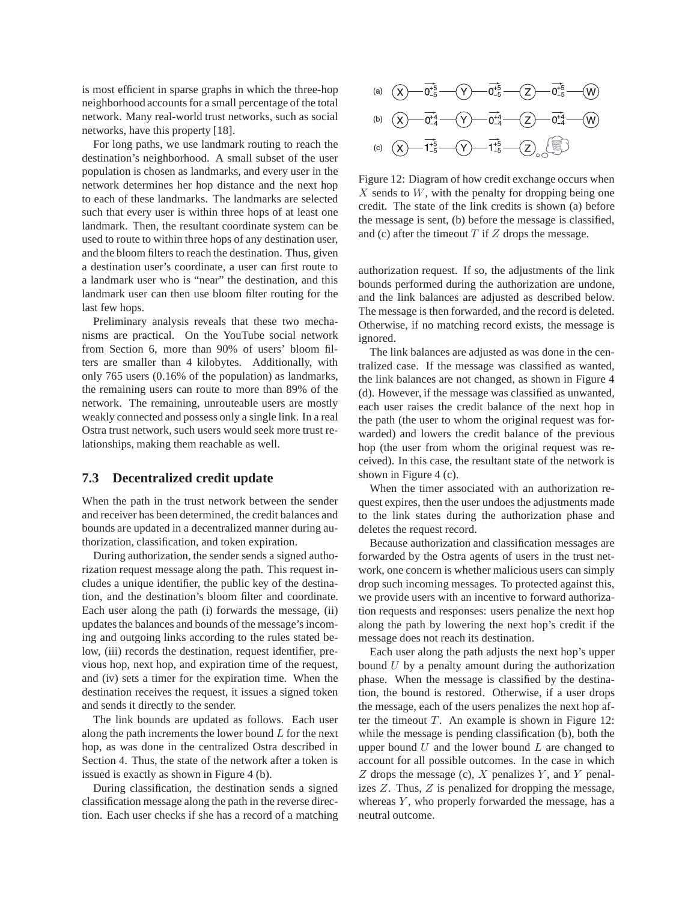is most efficient in sparse graphs in which the three-hop neighborhood accounts for a small percentage of the total network. Many real-world trust networks, such as social networks, have this property [18].

For long paths, we use landmark routing to reach the destination's neighborhood. A small subset of the user population is chosen as landmarks, and every user in the network determines her hop distance and the next hop to each of these landmarks. The landmarks are selected such that every user is within three hops of at least one landmark. Then, the resultant coordinate system can be used to route to within three hops of any destination user, and the bloom filters to reach the destination. Thus, given a destination user's coordinate, a user can first route to a landmark user who is "near" the destination, and this landmark user can then use bloom filter routing for the last few hops.

Preliminary analysis reveals that these two mechanisms are practical. On the YouTube social network from Section 6, more than 90% of users' bloom filters are smaller than 4 kilobytes. Additionally, with only 765 users (0.16% of the population) as landmarks, the remaining users can route to more than 89% of the network. The remaining, unrouteable users are mostly weakly connected and possess only a single link. In a real Ostra trust network, such users would seek more trust relationships, making them reachable as well.

### 7.3 Decentralized credit update

When the path in the trust network between the sender and receiver has been determined, the credit balances and bounds are updated in a decentralized manner during authorization, classification, and token expiration.

During authorization, the sender sends a signed authorization request message along the path. This request includes a unique identifier, the public key of the destination, and the destination's bloom filter and coordinate. Each user along the path (i) forwards the message, (ii) updates the balances and bounds of the message's incoming and outgoing links according to the rules stated below, (iii) records the destination, request identifier, previous hop, next hop, and expiration time of the request, and (iv) sets a timer for the expiration time. When the destination receives the request, it issues a signed token and sends it directly to the sender.

The link bounds are updated as follows. Each user along the path increments the lower bound $L$ for the next hop, as was done in the centralized Ostra described in Section 4. Thus, the state of the network after a token is issued is exactly as shown in Figure 4 (b).

During classification, the destination sends a signed classification message along the path in the reverse direction. Each user checks if she has a record of a matching

(a) X — $\overrightarrow{0}^{+5}_{-5}$ — Y — $\overrightarrow{0}^{+5}_{-5}$ — Z — $\overrightarrow{0}^{+5}_{-5}$ — W

(b) X — $\overrightarrow{0}^{+4}_{-4}$ — Y — $\overrightarrow{0}^{+4}_{-4}$ — Z — $\overrightarrow{0}^{+4}_{-4}$ — W

(c) X — $\overrightarrow{1}^{+5}_{-5}$ — Y — $\overrightarrow{1}^{+5}_{-5}$ — Z

Figure 12: Diagram of how credit exchange occurs when $X$ sends to $W$, with the penalty for dropping being one credit. The state of the link credits is shown (a) before the message is sent, (b) before the message is classified, and (c) after the timeout $T$ if $Z$ drops the message.

authorization request. If so, the adjustments of the link bounds performed during the authorization are undone, and the link balances are adjusted as described below. The message is then forwarded, and the record is deleted. Otherwise, if no matching record exists, the message is ignored.

The link balances are adjusted as was done in the centralized case. If the message was classified as wanted, the link balances are not changed, as shown in Figure 4 (d). However, if the message was classified as unwanted, each user raises the credit balance of the next hop in the path (the user to whom the original request was forwarded) and lowers the credit balance of the previous hop (the user from whom the original request was received). In this case, the resultant state of the network is shown in Figure 4 (c).

When the timer associated with an authorization request expires, then the user undoes the adjustments made to the link states during the authorization phase and deletes the request record.

Because authorization and classification messages are forwarded by the Ostra agents of users in the trust network, one concern is whether malicious users can simply drop such incoming messages. To protected against this, we provide users with an incentive to forward authorization requests and responses: users penalize the next hop along the path by lowering the next hop's credit if the message does not reach its destination.

Each user along the path adjusts the next hop's upper bound $U$ by a penalty amount during the authorization phase. When the message is classified by the destination, the bound is restored. Otherwise, if a user drops the message, each of the users penalizes the next hop after the timeout $T$. An example is shown in Figure 12: while the message is pending classification (b), both the upper bound $U$ and the lower bound $L$ are changed to account for all possible outcomes. In the case in which $Z$ drops the message (c), $X$ penalizes $Y$, and $Y$ penalizes $Z$. Thus, $Z$ is penalized for dropping the message, whereas $Y$, who properly forwarded the message, has a neutral outcome.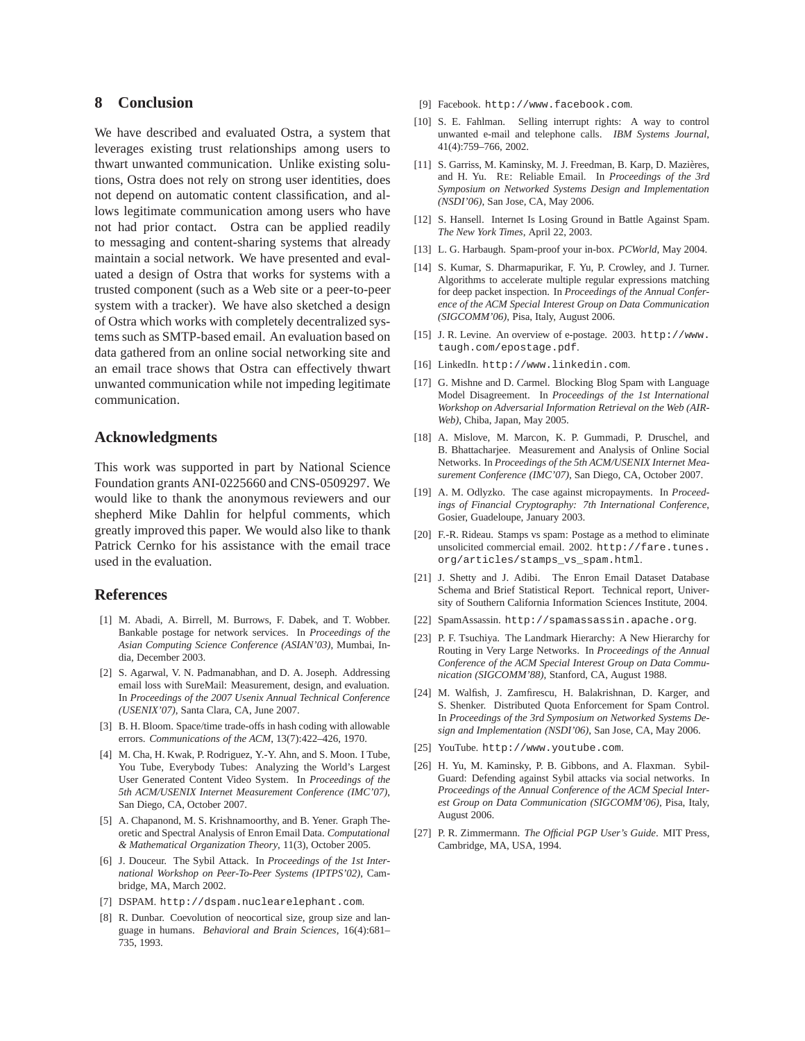## 8 Conclusion

We have described and evaluated Ostra, a system that leverages existing trust relationships among users to thwart unwanted communication. Unlike existing solutions, Ostra does not rely on strong user identities, does not depend on automatic content classification, and allows legitimate communication among users who have not had prior contact. Ostra can be applied readily to messaging and content-sharing systems that already maintain a social network. We have presented and evaluated a design of Ostra that works for systems with a trusted component (such as a Web site or a peer-to-peer system with a tracker). We have also sketched a design of Ostra which works with completely decentralized systems such as SMTP-based email. An evaluation based on data gathered from an online social networking site and an email trace shows that Ostra can effectively thwart unwanted communication while not impeding legitimate communication.

## Acknowledgments

This work was supported in part by National Science Foundation grants ANI-0225660 and CNS-0509297. We would like to thank the anonymous reviewers and our shepherd Mike Dahlin for helpful comments, which greatly improved this paper. We would also like to thank Patrick Cernko for his assistance with the email trace used in the evaluation.

## References

[1] M. Abadi, A. Birrell, M. Burrows, F. Dabek, and T. Wobber. Bankable postage for network services. In *Proceedings of the Asian Computing Science Conference (ASIAN'03)*, Mumbai, India, December 2003.

[2] S. Agarwal, V. N. Padmanabhan, and D. A. Joseph. Addressing email loss with SureMail: Measurement, design, and evaluation. In *Proceedings of the 2007 Usenix Annual Technical Conference (USENIX'07)*, Santa Clara, CA, June 2007.

[3] B. H. Bloom. Space/time trade-offs in hash coding with allowable errors. *Communications of the ACM*, 13(7):422–426, 1970.

[4] M. Cha, H. Kwak, P. Rodriguez, Y.-Y. Ahn, and S. Moon. I Tube, You Tube, Everybody Tubes: Analyzing the World's Largest User Generated Content Video System. In *Proceedings of the 5th ACM/USENIX Internet Measurement Conference (IMC'07)*, San Diego, CA, October 2007.

[5] A. Chapanond, M. S. Krishnamoorthy, and B. Yener. Graph Theoretic and Spectral Analysis of Enron Email Data. *Computational & Mathematical Organization Theory*, 11(3), October 2005.

[6] J. Douceur. The Sybil Attack. In *Proceedings of the 1st International Workshop on Peer-To-Peer Systems (IPTPS'02)*, Cambridge, MA, March 2002.

[7] DSPAM. http://dspam.nuclearelephant.com.

[8] R. Dunbar. Coevolution of neocortical size, group size and language in humans. *Behavioral and Brain Sciences*, 16(4):681–735, 1993.

[9] Facebook. http://www.facebook.com.

[10] S. E. Fahlman. Selling interrupt rights: A way to control unwanted e-mail and telephone calls. *IBM Systems Journal*, 41(4):759–766, 2002.

[11] S. Garriss, M. Kaminsky, M. J. Freedman, B. Karp, D. Mazières, and H. Yu. RE: Reliable Email. In *Proceedings of the 3rd Symposium on Networked Systems Design and Implementation (NSDI'06)*, San Jose, CA, May 2006.

[12] S. Hansell. Internet Is Losing Ground in Battle Against Spam. *The New York Times*, April 22, 2003.

[13] L. G. Harbaugh. Spam-proof your in-box. *PCWorld*, May 2004.

[14] S. Kumar, S. Dharmapurikar, F. Yu, P. Crowley, and J. Turner. Algorithms to accelerate multiple regular expressions matching for deep packet inspection. In *Proceedings of the Annual Conference of the ACM Special Interest Group on Data Communication (SIGCOMM'06)*, Pisa, Italy, August 2006.

[15] J. R. Levine. An overview of e-postage. 2003. http://www.taugh.com/epostage.pdf.

[16] LinkedIn. http://www.linkedin.com.

[17] G. Mishne and D. Carmel. Blocking Blog Spam with Language Model Disagreement. In *Proceedings of the 1st International Workshop on Adversarial Information Retrieval on the Web (AIRWeb)*, Chiba, Japan, May 2005.

[18] A. Mislove, M. Marcon, K. P. Gummadi, P. Druschel, and B. Bhattacharjee. Measurement and Analysis of Online Social Networks. In *Proceedings of the 5th ACM/USENIX Internet Measurement Conference (IMC'07)*, San Diego, CA, October 2007.

[19] A. M. Odlyzko. The case against micropayments. In *Proceedings of Financial Cryptography: 7th International Conference*, Gosier, Guadeloupe, January 2003.

[20] F.-R. Rideau. Stamps vs spam: Postage as a method to eliminate unsolicited commercial email. 2002. http://fare.tunes.org/articles/stamps_vs_spam.html.

[21] J. Shetty and J. Adibi. The Enron Email Dataset Database Schema and Brief Statistical Report. Technical report, University of Southern California Information Sciences Institute, 2004.

[22] SpamAssassin. http://spamassassin.apache.org.

[23] P. F. Tsuchiya. The Landmark Hierarchy: A New Hierarchy for Routing in Very Large Networks. In *Proceedings of the Annual Conference of the ACM Special Interest Group on Data Communication (SIGCOMM'88)*, Stanford, CA, August 1988.

[24] M. Walfish, J. Zamfirescu, H. Balakrishnan, D. Karger, and S. Shenker. Distributed Quota Enforcement for Spam Control. In *Proceedings of the 3rd Symposium on Networked Systems Design and Implementation (NSDI'06)*, San Jose, CA, May 2006.

[25] YouTube. http://www.youtube.com.

[26] H. Yu, M. Kaminsky, P. B. Gibbons, and A. Flaxman. SybilGuard: Defending against Sybil attacks via social networks. In *Proceedings of the Annual Conference of the ACM Special Interest Group on Data Communication (SIGCOMM'06)*, Pisa, Italy, August 2006.

[27] P. R. Zimmermann. *The Official PGP User's Guide*. MIT Press, Cambridge, MA, USA, 1994.